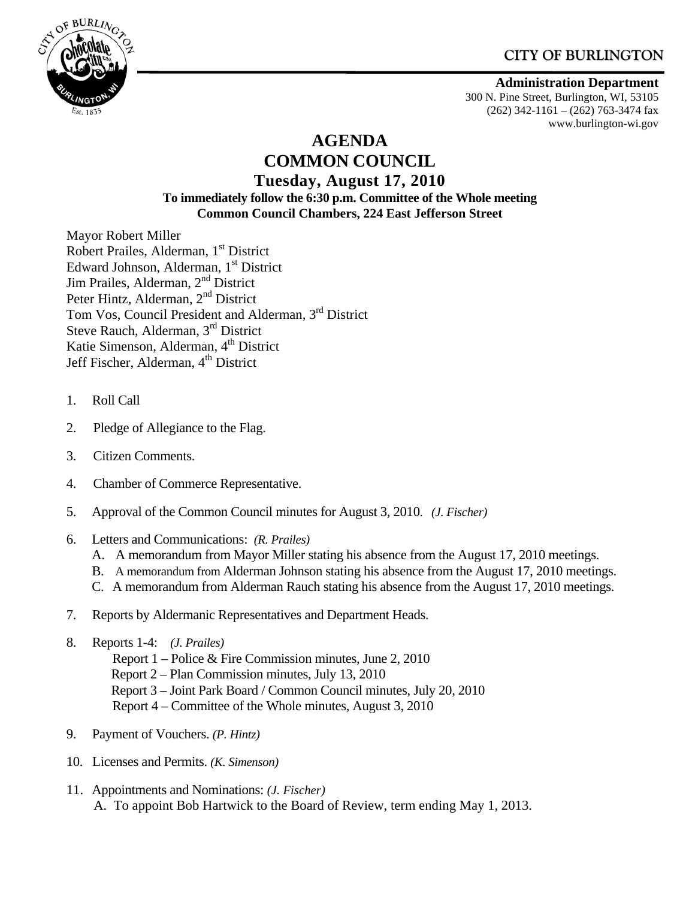CITY OF BURLINGTON

**Administration Department**
300 N. Pine Street, Burlington, WI, 53105
(262) 342-1161 – (262) 763-3474 fax
www.burlington-wi.gov

# AGENDA
# COMMON COUNCIL
## Tuesday, August 17, 2010
**To immediately follow the 6:30 p.m. Committee of the Whole meeting**
**Common Council Chambers, 224 East Jefferson Street**

Mayor Robert Miller
Robert Prailes, Alderman, 1st District
Edward Johnson, Alderman, 1st District
Jim Prailes, Alderman, 2nd District
Peter Hintz, Alderman, 2nd District
Tom Vos, Council President and Alderman, 3rd District
Steve Rauch, Alderman, 3rd District
Katie Simenson, Alderman, 4th District
Jeff Fischer, Alderman, 4th District

1. Roll Call
2. Pledge of Allegiance to the Flag.
3. Citizen Comments.
4. Chamber of Commerce Representative.
5. Approval of the Common Council minutes for August 3, 2010. *(J. Fischer)*
6. Letters and Communications: *(R. Prailes)*
   A. A memorandum from Mayor Miller stating his absence from the August 17, 2010 meetings.
   B. A memorandum from Alderman Johnson stating his absence from the August 17, 2010 meetings.
   C. A memorandum from Alderman Rauch stating his absence from the August 17, 2010 meetings.
7. Reports by Aldermanic Representatives and Department Heads.
8. Reports 1-4: *(J. Prailes)*
   Report 1 – Police & Fire Commission minutes, June 2, 2010
   Report 2 – Plan Commission minutes, July 13, 2010
   Report 3 – Joint Park Board / Common Council minutes, July 20, 2010
   Report 4 – Committee of the Whole minutes, August 3, 2010
9. Payment of Vouchers. *(P. Hintz)*
10. Licenses and Permits. *(K. Simenson)*
11. Appointments and Nominations: *(J. Fischer)*
    A. To appoint Bob Hartwick to the Board of Review, term ending May 1, 2013.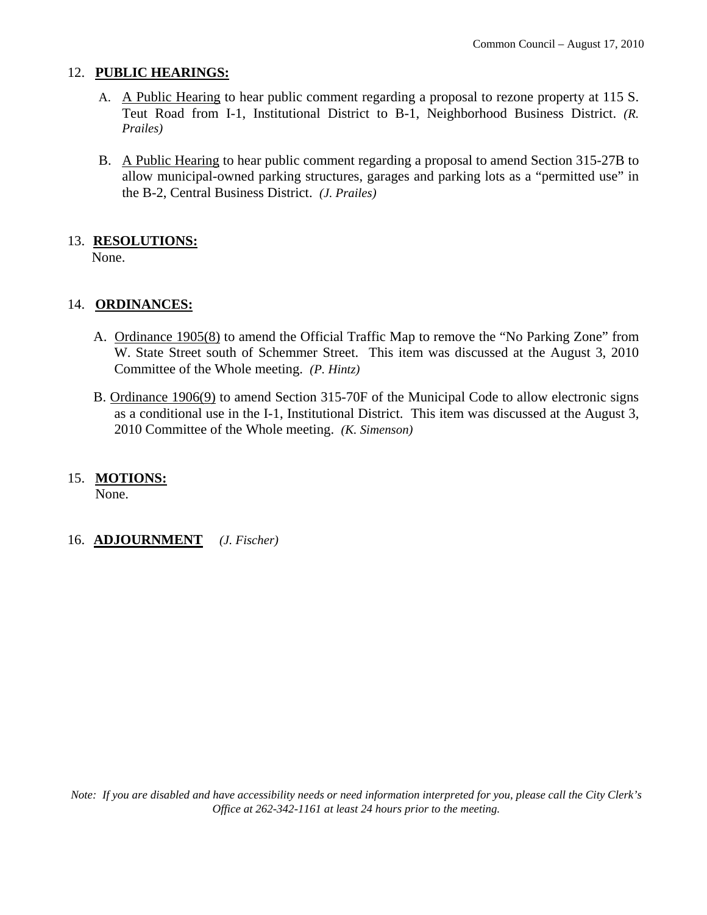12. **PUBLIC HEARINGS:**

   A. A Public Hearing to hear public comment regarding a proposal to rezone property at 115 S. Teut Road from I-1, Institutional District to B-1, Neighborhood Business District. *(R. Prailes)*

   B. A Public Hearing to hear public comment regarding a proposal to amend Section 315-27B to allow municipal-owned parking structures, garages and parking lots as a "permitted use" in the B-2, Central Business District. *(J. Prailes)*

13. **RESOLUTIONS:**
   None.

14. **ORDINANCES:**

   A. Ordinance 1905(8) to amend the Official Traffic Map to remove the "No Parking Zone" from W. State Street south of Schemmer Street. This item was discussed at the August 3, 2010 Committee of the Whole meeting. *(P. Hintz)*

   B. Ordinance 1906(9) to amend Section 315-70F of the Municipal Code to allow electronic signs as a conditional use in the I-1, Institutional District. This item was discussed at the August 3, 2010 Committee of the Whole meeting. *(K. Simenson)*

15. **MOTIONS:**
   None.

16. **ADJOURNMENT** *(J. Fischer)*

*Note: If you are disabled and have accessibility needs or need information interpreted for you, please call the City Clerk's Office at 262-342-1161 at least 24 hours prior to the meeting.*